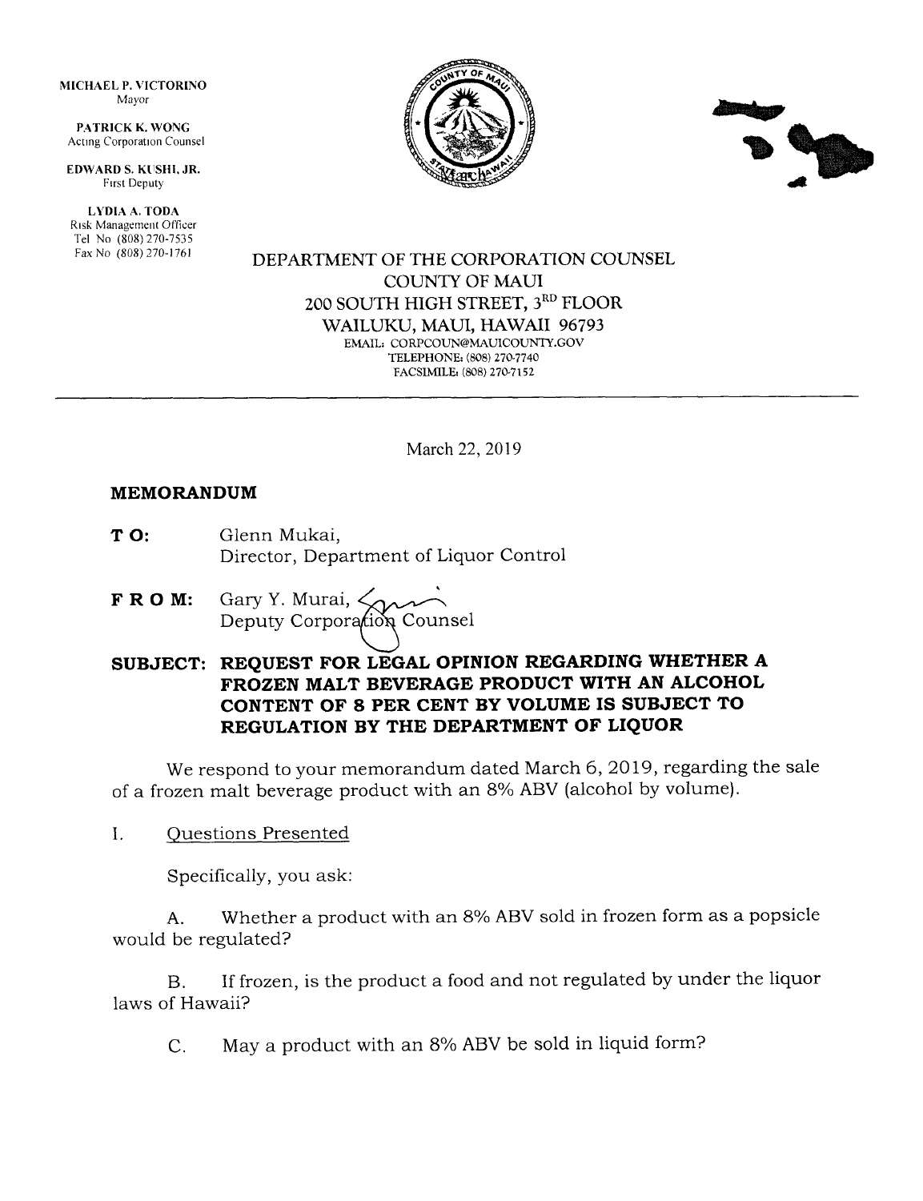MICHAEL P. VICTORINO
Mayor

PATRICK K. WONG
Acting Corporation Counsel

EDWARD S. KUSHI, JR.
First Deputy

LYDIA A. TODA
Risk Management Officer
Tel No (808) 270-7535
Fax No (808) 270-1761

DEPARTMENT OF THE CORPORATION COUNSEL
COUNTY OF MAUI
200 SOUTH HIGH STREET, 3RD FLOOR
WAILUKU, MAUI, HAWAII 96793
EMAIL: CORPCOUN@MAUICOUNTY.GOV
TELEPHONE: (808) 270-7740
FACSIMILE: (808) 270-7152

---

March 22, 2019

## MEMORANDUM

**TO:** Glenn Mukai,
Director, Department of Liquor Control

**FROM:** Gary Y. Murai,
Deputy Corporation Counsel

**SUBJECT: REQUEST FOR LEGAL OPINION REGARDING WHETHER A FROZEN MALT BEVERAGE PRODUCT WITH AN ALCOHOL CONTENT OF 8 PER CENT BY VOLUME IS SUBJECT TO REGULATION BY THE DEPARTMENT OF LIQUOR**

We respond to your memorandum dated March 6, 2019, regarding the sale of a frozen malt beverage product with an 8% ABV (alcohol by volume).

I. Questions Presented

Specifically, you ask:

A. Whether a product with an 8% ABV sold in frozen form as a popsicle would be regulated?

B. If frozen, is the product a food and not regulated by under the liquor laws of Hawaii?

C. May a product with an 8% ABV be sold in liquid form?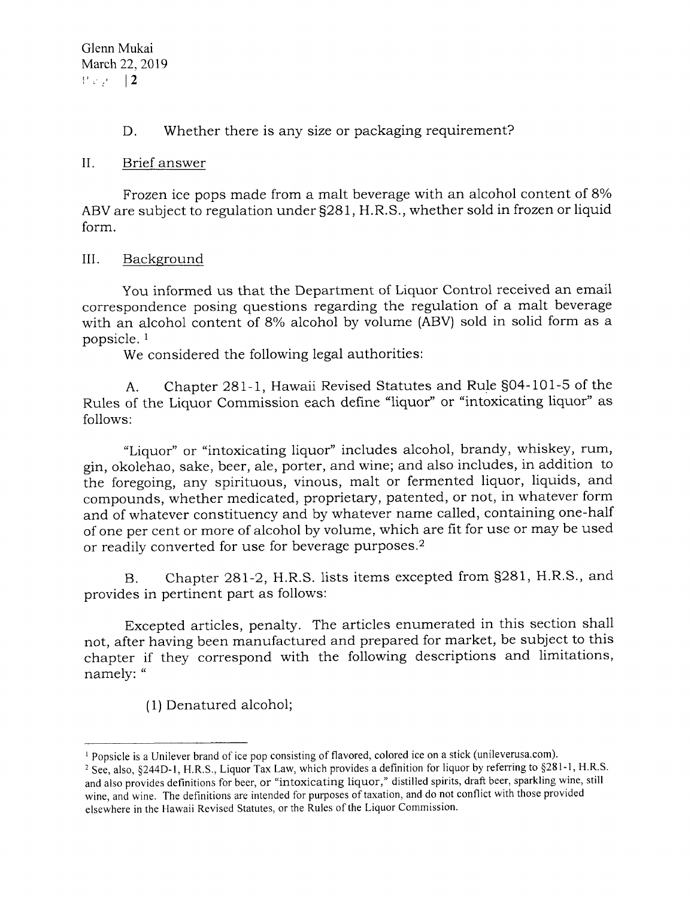D. Whether there is any size or packaging requirement?

## II. Brief answer

Frozen ice pops made from a malt beverage with an alcohol content of 8% ABV are subject to regulation under §281, H.R.S., whether sold in frozen or liquid form.

## III. Background

You informed us that the Department of Liquor Control received an email correspondence posing questions regarding the regulation of a malt beverage with an alcohol content of 8% alcohol by volume (ABV) sold in solid form as a popsicle. [1]

We considered the following legal authorities:

A. Chapter 281-1, Hawaii Revised Statutes and Rule §04-101-5 of the Rules of the Liquor Commission each define "liquor" or "intoxicating liquor" as follows:

"Liquor" or "intoxicating liquor" includes alcohol, brandy, whiskey, rum, gin, okolehao, sake, beer, ale, porter, and wine; and also includes, in addition to the foregoing, any spirituous, vinous, malt or fermented liquor, liquids, and compounds, whether medicated, proprietary, patented, or not, in whatever form and of whatever constituency and by whatever name called, containing one-half of one per cent or more of alcohol by volume, which are fit for use or may be used or readily converted for use for beverage purposes.[2]

B. Chapter 281-2, H.R.S. lists items excepted from §281, H.R.S., and provides in pertinent part as follows:

Excepted articles, penalty. The articles enumerated in this section shall not, after having been manufactured and prepared for market, be subject to this chapter if they correspond with the following descriptions and limitations, namely: "

(1) Denatured alcohol;

---

[1] Popsicle is a Unilever brand of ice pop consisting of flavored, colored ice on a stick (unileverusa.com).

[2] See, also, §244D-1, H.R.S., Liquor Tax Law, which provides a definition for liquor by referring to §281-1, H.R.S. and also provides definitions for beer, or "intoxicating liquor," distilled spirits, draft beer, sparkling wine, still wine, and wine. The definitions are intended for purposes of taxation, and do not conflict with those provided elsewhere in the Hawaii Revised Statutes, or the Rules of the Liquor Commission.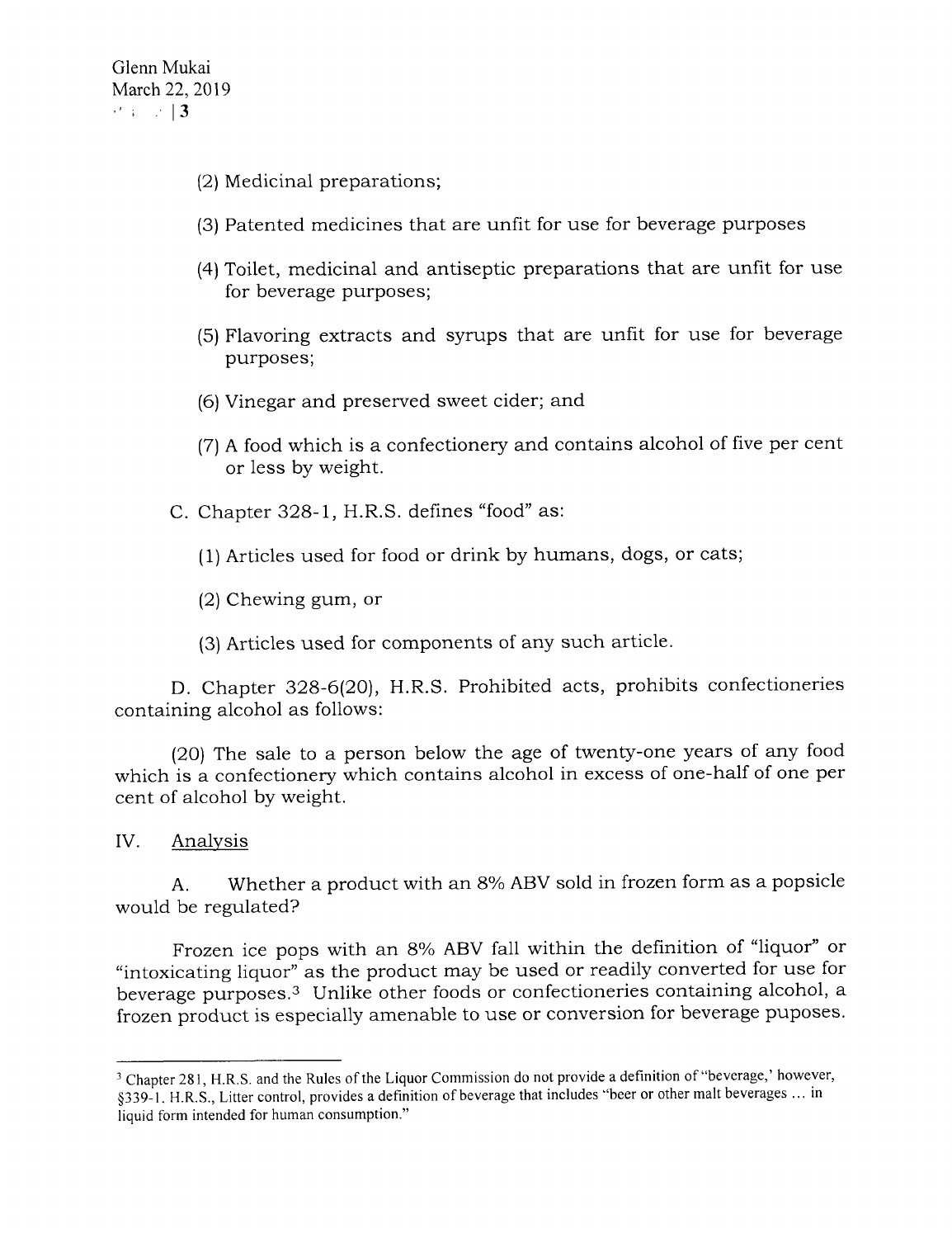(2) Medicinal preparations;

(3) Patented medicines that are unfit for use for beverage purposes

(4) Toilet, medicinal and antiseptic preparations that are unfit for use for beverage purposes;

(5) Flavoring extracts and syrups that are unfit for use for beverage purposes;

(6) Vinegar and preserved sweet cider; and

(7) A food which is a confectionery and contains alcohol of five per cent or less by weight.

C. Chapter 328-1, H.R.S. defines "food" as:

(1) Articles used for food or drink by humans, dogs, or cats;

(2) Chewing gum, or

(3) Articles used for components of any such article.

D. Chapter 328-6(20), H.R.S. Prohibited acts, prohibits confectioneries containing alcohol as follows:

(20) The sale to a person below the age of twenty-one years of any food which is a confectionery which contains alcohol in excess of one-half of one per cent of alcohol by weight.

## IV. Analysis

A. Whether a product with an 8% ABV sold in frozen form as a popsicle would be regulated?

Frozen ice pops with an 8% ABV fall within the definition of "liquor" or "intoxicating liquor" as the product may be used or readily converted for use for beverage purposes.[3] Unlike other foods or confectioneries containing alcohol, a frozen product is especially amenable to use or conversion for beverage puposes.

---

[3] Chapter 281, H.R.S. and the Rules of the Liquor Commission do not provide a definition of "beverage,' however, §339-1, H.R.S., Litter control, provides a definition of beverage that includes "beer or other malt beverages ... in liquid form intended for human consumption."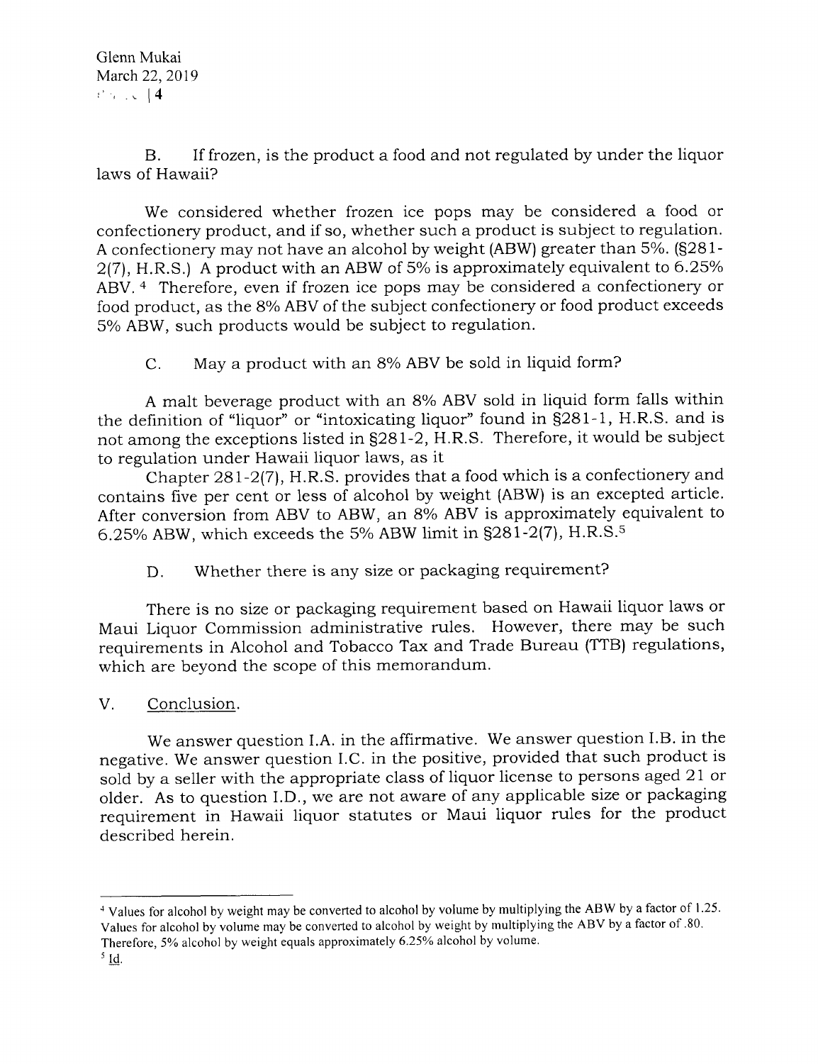B. If frozen, is the product a food and not regulated by under the liquor laws of Hawaii?

We considered whether frozen ice pops may be considered a food or confectionery product, and if so, whether such a product is subject to regulation. A confectionery may not have an alcohol by weight (ABW) greater than 5%. (§281-2(7), H.R.S.) A product with an ABW of 5% is approximately equivalent to 6.25% ABV.[4] Therefore, even if frozen ice pops may be considered a confectionery or food product, as the 8% ABV of the subject confectionery or food product exceeds 5% ABW, such products would be subject to regulation.

C. May a product with an 8% ABV be sold in liquid form?

A malt beverage product with an 8% ABV sold in liquid form falls within the definition of "liquor" or "intoxicating liquor" found in §281-1, H.R.S. and is not among the exceptions listed in §281-2, H.R.S. Therefore, it would be subject to regulation under Hawaii liquor laws, as it

Chapter 281-2(7), H.R.S. provides that a food which is a confectionery and contains five per cent or less of alcohol by weight (ABW) is an excepted article. After conversion from ABV to ABW, an 8% ABV is approximately equivalent to 6.25% ABW, which exceeds the 5% ABW limit in §281-2(7), H.R.S.[5]

D. Whether there is any size or packaging requirement?

There is no size or packaging requirement based on Hawaii liquor laws or Maui Liquor Commission administrative rules. However, there may be such requirements in Alcohol and Tobacco Tax and Trade Bureau (TTB) regulations, which are beyond the scope of this memorandum.

V. Conclusion.

We answer question I.A. in the affirmative. We answer question I.B. in the negative. We answer question I.C. in the positive, provided that such product is sold by a seller with the appropriate class of liquor license to persons aged 21 or older. As to question I.D., we are not aware of any applicable size or packaging requirement in Hawaii liquor statutes or Maui liquor rules for the product described herein.

---

[4] Values for alcohol by weight may be converted to alcohol by volume by multiplying the ABW by a factor of 1.25. Values for alcohol by volume may be converted to alcohol by weight by multiplying the ABV by a factor of .80. Therefore, 5% alcohol by weight equals approximately 6.25% alcohol by volume.

[5] Id.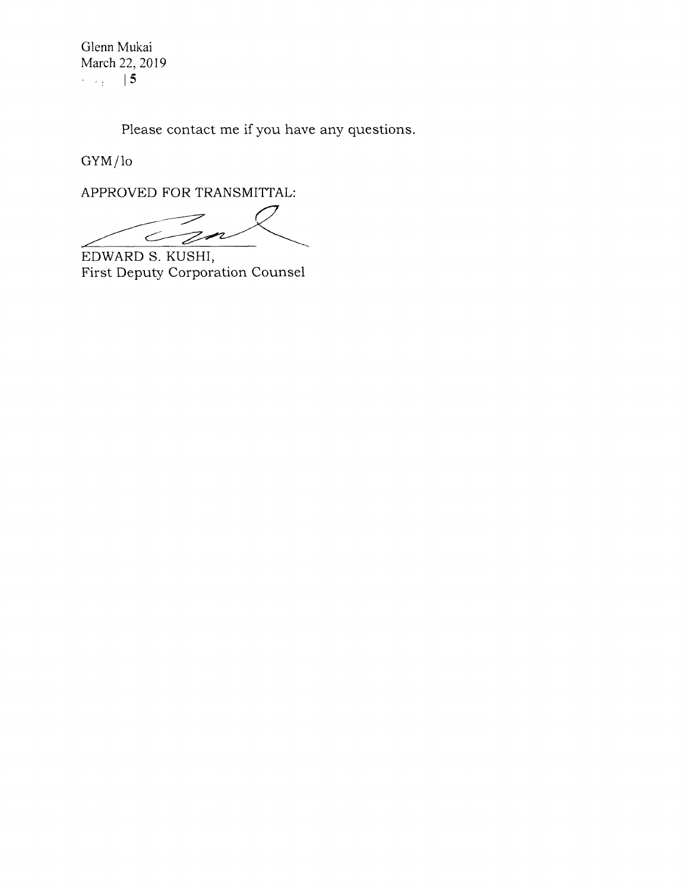Please contact me if you have any questions.

GYM/lo

APPROVED FOR TRANSMITTAL:

EDWARD S. KUSHI,
First Deputy Corporation Counsel